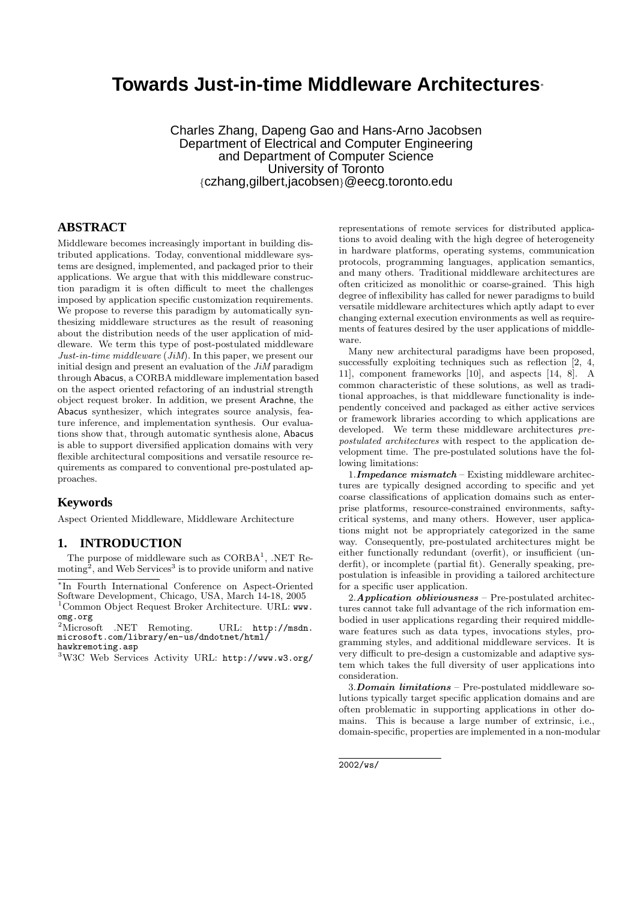# Towards Just-in-time Middleware Architectures*

Charles Zhang, Dapeng Gao and Hans-Arno Jacobsen
Department of Electrical and Computer Engineering
and Department of Computer Science
University of Toronto
{czhang,gilbert,jacobsen}@eecg.toronto.edu

## ABSTRACT

Middleware becomes increasingly important in building distributed applications. Today, conventional middleware systems are designed, implemented, and packaged prior to their applications. We argue that with this middleware construction paradigm it is often difficult to meet the challenges imposed by application specific customization requirements. We propose to reverse this paradigm by automatically synthesizing middleware structures as the result of reasoning about the distribution needs of the user application of middleware. We term this type of post-postulated middleware *Just-in-time middleware* (*JiM*). In this paper, we present our initial design and present an evaluation of the *JiM* paradigm through Abacus, a CORBA middleware implementation based on the aspect oriented refactoring of an industrial strength object request broker. In addition, we present Arachne, the Abacus synthesizer, which integrates source analysis, feature inference, and implementation synthesis. Our evaluations show that, through automatic synthesis alone, Abacus is able to support diversified application domains with very flexible architectural compositions and versatile resource requirements as compared to conventional pre-postulated approaches.

## Keywords

Aspect Oriented Middleware, Middleware Architecture

## 1. INTRODUCTION

The purpose of middleware such as CORBA[1], .NET Remoting[2], and Web Services[3] is to provide uniform and native representations of remote services for distributed applications to avoid dealing with the high degree of heterogeneity in hardware platforms, operating systems, communication protocols, programming languages, application semantics, and many others. Traditional middleware architectures are often criticized as monolithic or coarse-grained. This high degree of inflexibility has called for newer paradigms to build versatile middleware architectures which aptly adapt to ever changing external execution environments as well as requirements of features desired by the user applications of middleware.

Many new architectural paradigms have been proposed, successfully exploiting techniques such as reflection [2, 4, 11], component frameworks [10], and aspects [14, 8]. A common characteristic of these solutions, as well as traditional approaches, is that middleware functionality is independently conceived and packaged as either active services or framework libraries according to which applications are developed. We term these middleware architectures *pre-postulated architectures* with respect to the application development time. The pre-postulated solutions have the following limitations:

1.***Impedance mismatch*** – Existing middleware architectures are typically designed according to specific and yet coarse classifications of application domains such as enterprise platforms, resource-constrained environments, saftycritical systems, and many others. However, user applications might not be appropriately categorized in the same way. Consequently, pre-postulated architectures might be either functionally redundant (overfit), or insufficient (underfit), or incomplete (partial fit). Generally speaking, pre-postulation is infeasible in providing a tailored architecture for a specific user application.

2.***Application obliviousness*** – Pre-postulated architectures cannot take full advantage of the rich information embodied in user applications regarding their required middleware features such as data types, invocations styles, programming styles, and additional middleware services. It is very difficult to pre-design a customizable and adaptive system which takes the full diversity of user applications into consideration.

3.***Domain limitations*** – Pre-postulated middleware solutions typically target specific application domains and are often problematic in supporting applications in other domains. This is because a large number of extrinsic, i.e., domain-specific, properties are implemented in a non-modular

---

*In Fourth International Conference on Aspect-Oriented Software Development, Chicago, USA, March 14-18, 2005

[1] Common Object Request Broker Architecture. URL: www.omg.org

[2] Microsoft .NET Remoting. URL: http://msdn.microsoft.com/library/en-us/dndotnet/html/hawkremoting.asp

[3] W3C Web Services Activity URL: http://www.w3.org/2002/ws/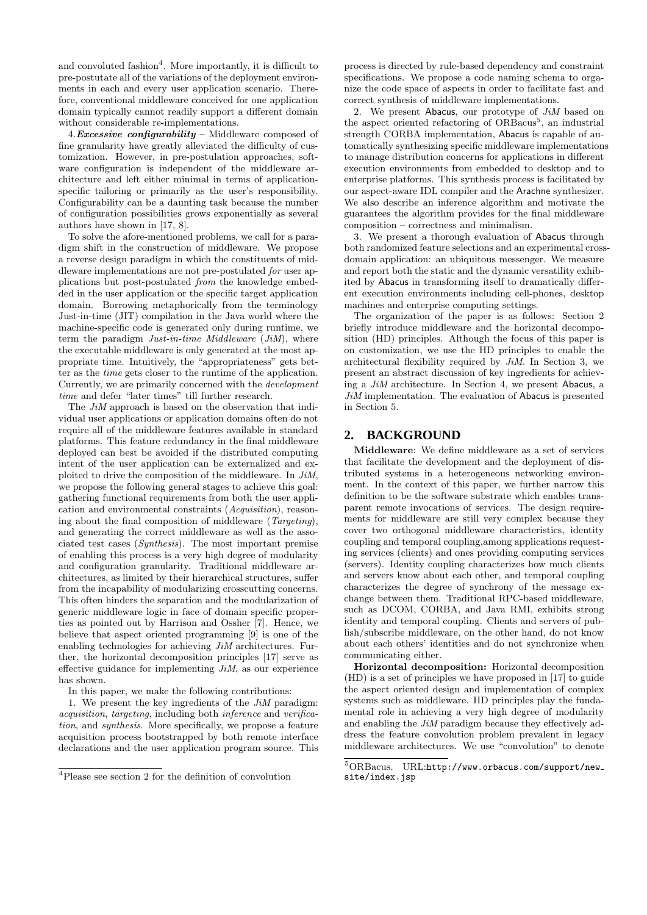and convoluted fashion[4]. More importantly, it is difficult to pre-postutate all of the variations of the deployment environments in each and every user application scenario. Therefore, conventional middleware conceived for one application domain typically cannot readily support a different domain without considerable re-implementations.

4.***Excessive configurability*** – Middleware composed of fine granularity have greatly alleviated the difficulty of customization. However, in pre-postulation approaches, software configuration is independent of the middleware architecture and left either minimal in terms of application-specific tailoring or primarily as the user's responsibility. Configurability can be a daunting task because the number of configuration possibilities grows exponentially as several authors have shown in [17, 8].

To solve the afore-mentioned problems, we call for a paradigm shift in the construction of middleware. We propose a reverse design paradigm in which the constituents of middleware implementations are not pre-postulated *for* user applications but post-postulated *from* the knowledge embedded in the user application or the specific target application domain. Borrowing metaphorically from the terminology Just-in-time (JIT) compilation in the Java world where the machine-specific code is generated only during runtime, we term the paradigm *Just-in-time Middleware* (*JiM*), where the executable middleware is only generated at the most appropriate time. Intuitively, the "appropriateness" gets better as the *time* gets closer to the runtime of the application. Currently, we are primarily concerned with the *development time* and defer "later times" till further research.

The *JiM* approach is based on the observation that individual user applications or application domains often do not require all of the middleware features available in standard platforms. This feature redundancy in the final middleware deployed can best be avoided if the distributed computing intent of the user application can be externalized and exploited to drive the composition of the middleware. In *JiM*, we propose the following general stages to achieve this goal: gathering functional requirements from both the user application and environmental constraints (*Acquisition*), reasoning about the final composition of middleware (*Targeting*), and generating the correct middleware as well as the associated test cases (*Synthesis*). The most important premise of enabling this process is a very high degree of modularity and configuration granularity. Traditional middleware architectures, as limited by their hierarchical structures, suffer from the incapability of modularizing crosscutting concerns. This often hinders the separation and the modularization of generic middleware logic in face of domain specific properties as pointed out by Harrison and Ossher [7]. Hence, we believe that aspect oriented programming [9] is one of the enabling technologies for achieving *JiM* architectures. Further, the horizontal decomposition principles [17] serve as effective guidance for implementing *JiM*, as our experience has shown.

In this paper, we make the following contributions:

1. We present the key ingredients of the *JiM* paradigm: *acquisition*, *targeting*, including both *inference* and *verification*, and *synthesis*. More specifically, we propose a feature acquisition process bootstrapped by both remote interface declarations and the user application program source. This process is directed by rule-based dependency and constraint specifications. We propose a code naming schema to organize the code space of aspects in order to facilitate fast and correct synthesis of middleware implementations.

2. We present Abacus, our prototype of *JiM* based on the aspect oriented refactoring of ORBacus[5], an industrial strength CORBA implementation, Abacus is capable of automatically synthesizing specific middleware implementations to manage distribution concerns for applications in different execution environments from embedded to desktop and to enterprise platforms. This synthesis process is facilitated by our aspect-aware IDL compiler and the Arachne synthesizer. We also describe an inference algorithm and motivate the guarantees the algorithm provides for the final middleware composition – correctness and minimalism.

3. We present a thorough evaluation of Abacus through both randomized feature selections and an experimental cross-domain application: an ubiquitous messenger. We measure and report both the static and the dynamic versatility exhibited by Abacus in transforming itself to dramatically different execution environments including cell-phones, desktop machines and enterprise computing settings.

The organization of the paper is as follows: Section 2 briefly introduce middleware and the horizontal decomposition (HD) principles. Although the focus of this paper is on customization, we use the HD principles to enable the architectural flexibility required by *JiM*. In Section 3, we present an abstract discussion of key ingredients for achieving a *JiM* architecture. In Section 4, we present Abacus, a *JiM* implementation. The evaluation of Abacus is presented in Section 5.

## 2. BACKGROUND

**Middleware**: We define middleware as a set of services that facilitate the development and the deployment of distributed systems in a heterogeneous networking environment. In the context of this paper, we further narrow this definition to be the software substrate which enables transparent remote invocations of services. The design requirements for middleware are still very complex because they cover two orthogonal middleware characteristics, identity coupling and temporal coupling,among applications requesting services (clients) and ones providing computing services (servers). Identity coupling characterizes how much clients and servers know about each other, and temporal coupling characterizes the degree of synchrony of the message exchange between them. Traditional RPC-based middleware, such as DCOM, CORBA, and Java RMI, exhibits strong identity and temporal coupling. Clients and servers of publish/subscribe middleware, on the other hand, do not know about each others' identities and do not synchronize when communicating either.

**Horizontal decomposition:** Horizontal decomposition (HD) is a set of principles we have proposed in [17] to guide the aspect oriented design and implementation of complex systems such as middleware. HD principles play the fundamental role in achieving a very high degree of modularity and enabling the *JiM* paradigm because they effectively address the feature convolution problem prevalent in legacy middleware architectures. We use "convolution" to denote

[4]Please see section 2 for the definition of convolution

[5]ORBacus. URL:http://www.orbacus.com/support/new_site/index.jsp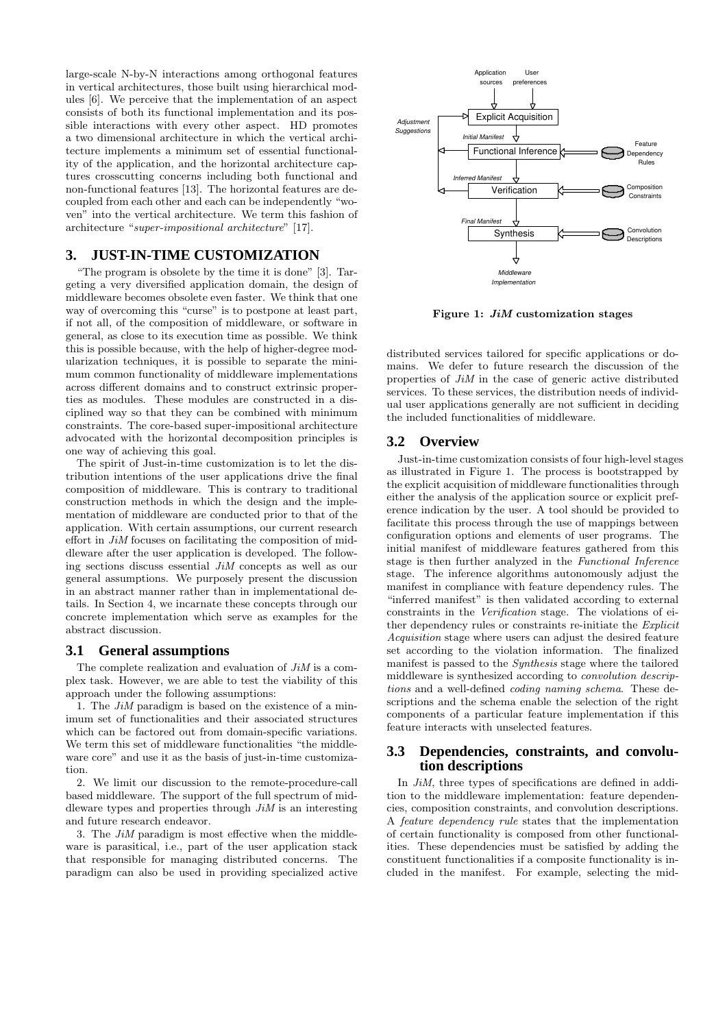large-scale N-by-N interactions among orthogonal features in vertical architectures, those built using hierarchical modules [6]. We perceive that the implementation of an aspect consists of both its functional implementation and its possible interactions with every other aspect. HD promotes a two dimensional architecture in which the vertical architecture implements a minimum set of essential functionality of the application, and the horizontal architecture captures crosscutting concerns including both functional and non-functional features [13]. The horizontal features are decoupled from each other and each can be independently "woven" into the vertical architecture. We term this fashion of architecture "*super-impositional architecture*" [17].

## 3. JUST-IN-TIME CUSTOMIZATION

"The program is obsolete by the time it is done" [3]. Targeting a very diversified application domain, the design of middleware becomes obsolete even faster. We think that one way of overcoming this "curse" is to postpone at least part, if not all, of the composition of middleware, or software in general, as close to its execution time as possible. We think this is possible because, with the help of higher-degree modularization techniques, it is possible to separate the minimum common functionality of middleware implementations across different domains and to construct extrinsic properties as modules. These modules are constructed in a disciplined way so that they can be combined with minimum constraints. The core-based super-impositional architecture advocated with the horizontal decomposition principles is one way of achieving this goal.

The spirit of Just-in-time customization is to let the distribution intentions of the user applications drive the final composition of middleware. This is contrary to traditional construction methods in which the design and the implementation of middleware are conducted prior to that of the application. With certain assumptions, our current research effort in *JiM* focuses on facilitating the composition of middleware after the user application is developed. The following sections discuss essential *JiM* concepts as well as our general assumptions. We purposely present the discussion in an abstract manner rather than in implementational details. In Section 4, we incarnate these concepts through our concrete implementation which serve as examples for the abstract discussion.

### 3.1 General assumptions

The complete realization and evaluation of *JiM* is a complex task. However, we are able to test the viability of this approach under the following assumptions:

1. The *JiM* paradigm is based on the existence of a minimum set of functionalities and their associated structures which can be factored out from domain-specific variations. We term this set of middleware functionalities "the middleware core" and use it as the basis of just-in-time customization.

2. We limit our discussion to the remote-procedure-call based middleware. The support of the full spectrum of middleware types and properties through *JiM* is an interesting and future research endeavor.

3. The *JiM* paradigm is most effective when the middleware is parasitical, i.e., part of the user application stack that responsible for managing distributed concerns. The paradigm can also be used in providing specialized active distributed services tailored for specific applications or domains. We defer to future research the discussion of the properties of *JiM* in the case of generic active distributed services. To these services, the distribution needs of individual user applications generally are not sufficient in deciding the included functionalities of middleware.

Application sources · User preferences → Explicit Acquisition → *Initial Manifest* → Functional Inference (← Feature Dependency Rules) → *Inferred Manifest* → Verification (← Composition Constraints) → *Final Manifest* → Synthesis (← Convolution Descriptions) → *Middleware Implementation*; *Adjustment Suggestions* feed back to Explicit Acquisition.

**Figure 1: *JiM* customization stages**

### 3.2 Overview

Just-in-time customization consists of four high-level stages as illustrated in Figure 1. The process is bootstrapped by the explicit acquisition of middleware functionalities through either the analysis of the application source or explicit preference indication by the user. A tool should be provided to facilitate this process through the use of mappings between configuration options and elements of user programs. The initial manifest of middleware features gathered from this stage is then further analyzed in the *Functional Inference* stage. The inference algorithms autonomously adjust the manifest in compliance with feature dependency rules. The "inferred manifest" is then validated according to external constraints in the *Verification* stage. The violations of either dependency rules or constraints re-initiate the *Explicit Acquisition* stage where users can adjust the desired feature set according to the violation information. The finalized manifest is passed to the *Synthesis* stage where the tailored middleware is synthesized according to *convolution descriptions* and a well-defined *coding naming schema*. These descriptions and the schema enable the selection of the right components of a particular feature implementation if this feature interacts with unselected features.

### 3.3 Dependencies, constraints, and convolution descriptions

In *JiM*, three types of specifications are defined in addition to the middleware implementation: feature dependencies, composition constraints, and convolution descriptions. A *feature dependency rule* states that the implementation of certain functionality is composed from other functionalities. These dependencies must be satisfied by adding the constituent functionalities if a composite functionality is included in the manifest. For example, selecting the mid-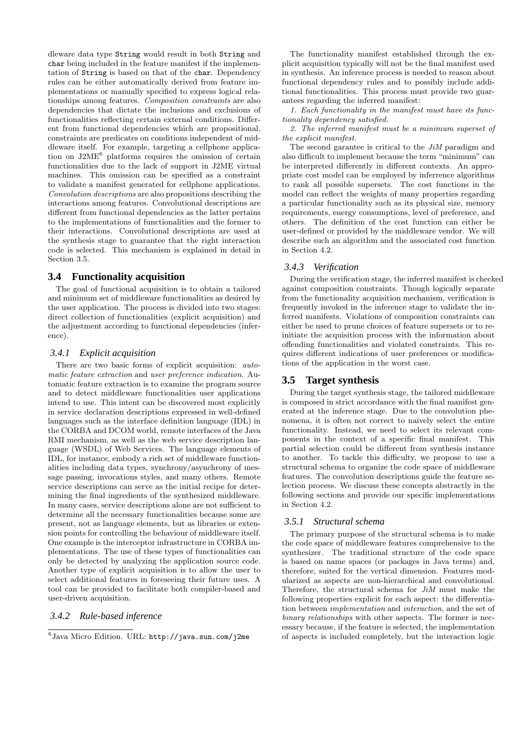dleware data type `String` would result in both `String` and `char` being included in the feature manifest if the implementation of `String` is based on that of the `char`. Dependency rules can be either automatically derived from feature implementations or manually specified to express logical relationships among features. *Composition constraints* are also dependencies that dictate the inclusions and exclusions of functionalities reflecting certain external conditions. Different from functional dependencies which are propositional, constraints are predicates on conditions independent of middleware itself. For example, targeting a cellphone application on J2ME[6] platforms requires the omission of certain functionalities due to the lack of support in J2ME virtual machines. This omission can be specified as a constraint to validate a manifest generated for cellphone applications. *Convolution descriptions* are also propositions describing the interactions among features. Convolutional descriptions are different from functional dependencies as the latter pertains to the implementations of functionalities and the former to their interactions. Convolutional descriptions are used at the synthesis stage to guarantee that the right interaction code is selected. This mechanism is explained in detail in Section 3.5.

## 3.4 Functionality acquisition

The goal of functional acquisition is to obtain a tailored and minimum set of middleware functionalities as desired by the user application. The process is divided into two stages: direct collection of functionalities (explicit acquisition) and the adjustment according to functional dependencies (inference).

### 3.4.1 Explicit acquisition

There are two basic forms of explicit acquisition: *automatic feature extraction* and *user preference indication*. Automatic feature extraction is to examine the program source and to detect middleware functionalities user applications intend to use. This intent can be discovered most explicitly in service declaration descriptions expressed in well-defined languages such as the interface definition language (IDL) in the CORBA and DCOM world, remote interfaces of the Java RMI mechanism, as well as the web service description language (WSDL) of Web Services. The language elements of IDL, for instance, embody a rich set of middleware functionalities including data types, synchrony/asynchrony of message passing, invocations styles, and many others. Remote service descriptions can serve as the initial recipe for determining the final ingredients of the synthesized middleware. In many cases, service descriptions alone are not sufficient to determine all the necessary functionalities because some are present, not as language elements, but as libraries or extension points for controlling the behaviour of middleware itself. One example is the interceptor infrastructure in CORBA implementations. The use of these types of functionalities can only be detected by analyzing the application source code. Another type of explicit acquisition is to allow the user to select additional features in foreseeing their future uses. A tool can be provided to facilitate both compiler-based and user-driven acquisition.

### 3.4.2 Rule-based inference

The functionality manifest established through the explicit acquisition typically will not be the final manifest used in synthesis. An inference process is needed to reason about functional dependency rules and to possibly include additional functionalities. This process must provide two guarantees regarding the inferred manifest:

*1. Each functionality in the manifest must have its functionality dependency satisfied.*

*2. The inferred manifest must be a minimum superset of the explicit manifest.*

The second garantee is critical to the *JiM* paradigm and also difficult to implement because the term "minimum" can be interpreted differently in different contexts. An appropriate cost model can be employed by inferrence algorithms to rank all possible supersets. The cost functions in the model can reflect the weights of many properties regarding a particular functionality such as its physical size, memory requirements, energy consumptions, level of preference, and others. The definition of the cost function can either be user-defined or provided by the middleware vendor. We will describe such an algorithm and the associated cost function in Section 4.2.

### 3.4.3 Verification

During the verification stage, the inferred manifest is checked against composition constraints. Though logically separate from the functionality acquisition mechanism, verification is frequently invoked in the inference stage to validate the inferred manifests. Violations of composition constraints can either be used to prune choices of feature supersets or to reinitiate the acquisition process with the information about offending functionalities and violated constraints. This requires different indications of user preferences or modifications of the application in the worst case.

## 3.5 Target synthesis

During the target synthesis stage, the tailored middleware is composed in strict accordance with the final manifest generated at the inference stage. Due to the convolution phenomena, it is often not correct to naively select the entire functionality. Instead, we need to select its relevant components in the context of a specific final manifest. This partial selection could be different from synthesis instance to another. To tackle this difficulty, we propose to use a structural schema to organize the code space of middleware features. The convolution descriptions guide the feature selection process. We discuss these concepts abstractly in the following sections and provide our specific implementations in Section 4.2.

### 3.5.1 Structural schema

The primary purpose of the structural schema is to make the code space of middleware features comprehensive to the synthesizer. The traditional structure of the code space is based on name spaces (or packages in Java terms) and, therefore, suited for the vertical dimension. Features modularized as aspects are non-hierarchical and convolutional. Therefore, the structural schema for *JiM* must make the following properties explicit for each aspect: the differentiation between *implementation* and *interaction*, and the set of *binary relationships* with other aspects. The former is necessary because, if the feature is selected, the implementation of aspects is included completely, but the interaction logic

[6] Java Micro Edition. URL: `http://java.sun.com/j2me`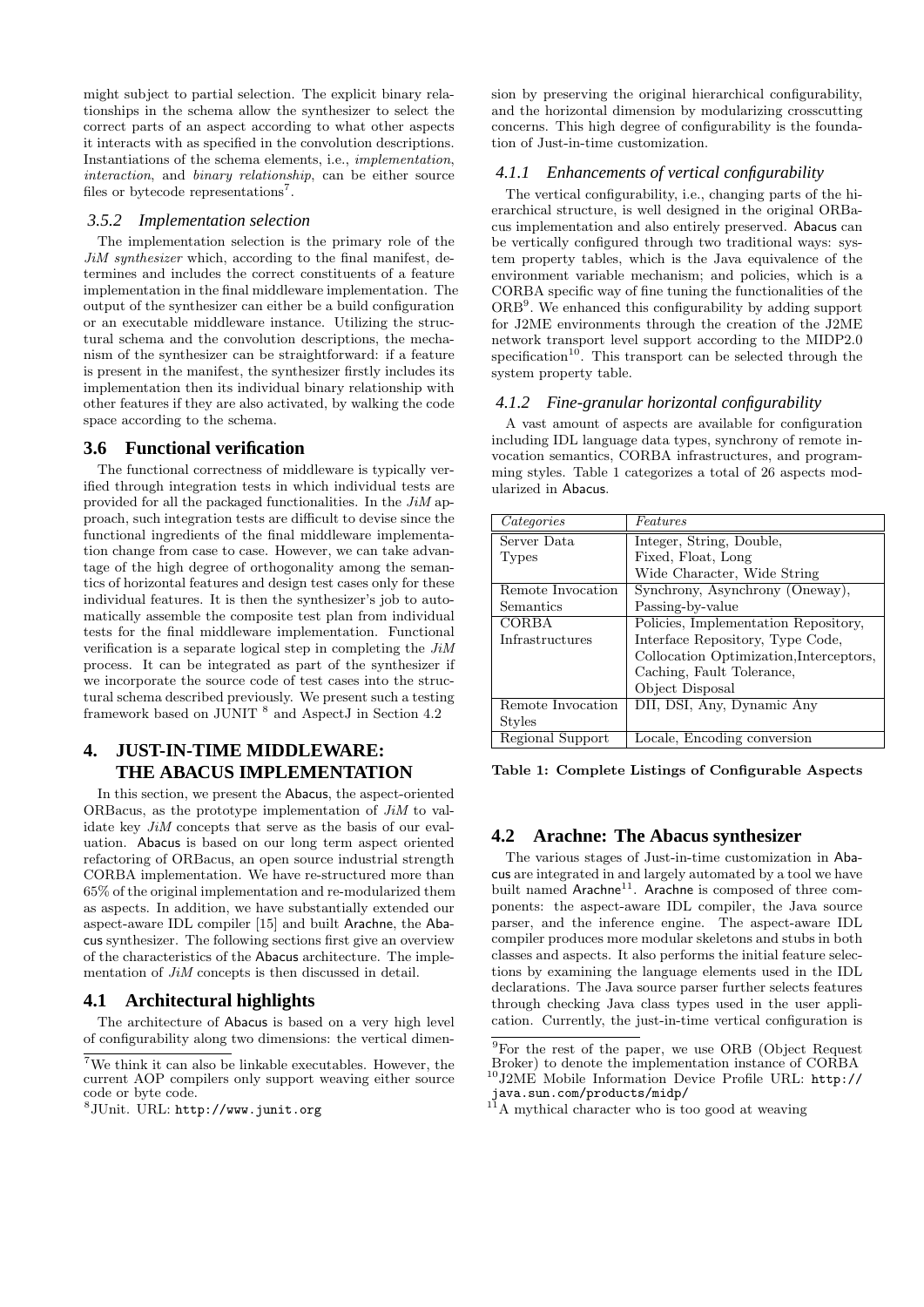might subject to partial selection. The explicit binary relationships in the schema allow the synthesizer to select the correct parts of an aspect according to what other aspects it interacts with as specified in the convolution descriptions. Instantiations of the schema elements, i.e., *implementation*, *interaction*, and *binary relationship*, can be either source files or bytecode representations[7].

### 3.5.2 Implementation selection

The implementation selection is the primary role of the *JiM synthesizer* which, according to the final manifest, determines and includes the correct constituents of a feature implementation in the final middleware implementation. The output of the synthesizer can either be a build configuration or an executable middleware instance. Utilizing the structural schema and the convolution descriptions, the mechanism of the synthesizer can be straightforward: if a feature is present in the manifest, the synthesizer firstly includes its implementation then its individual binary relationship with other features if they are also activated, by walking the code space according to the schema.

## 3.6 Functional verification

The functional correctness of middleware is typically verified through integration tests in which individual tests are provided for all the packaged functionalities. In the *JiM* approach, such integration tests are difficult to devise since the functional ingredients of the final middleware implementation change from case to case. However, we can take advantage of the high degree of orthogonality among the semantics of horizontal features and design test cases only for these individual features. It is then the synthesizer's job to automatically assemble the composite test plan from individual tests for the final middleware implementation. Functional verification is a separate logical step in completing the *JiM* process. It can be integrated as part of the synthesizer if we incorporate the source code of test cases into the structural schema described previously. We present such a testing framework based on JUNIT [8] and AspectJ in Section 4.2

# 4. JUST-IN-TIME MIDDLEWARE: THE ABACUS IMPLEMENTATION

In this section, we present the Abacus, the aspect-oriented ORBacus, as the prototype implementation of *JiM* to validate key *JiM* concepts that serve as the basis of our evaluation. Abacus is based on our long term aspect oriented refactoring of ORBacus, an open source industrial strength CORBA implementation. We have re-structured more than 65% of the original implementation and re-modularized them as aspects. In addition, we have substantially extended our aspect-aware IDL compiler [15] and built Arachne, the Abacus synthesizer. The following sections first give an overview of the characteristics of the Abacus architecture. The implementation of *JiM* concepts is then discussed in detail.

## 4.1 Architectural highlights

The architecture of Abacus is based on a very high level of configurability along two dimensions: the vertical dimension by preserving the original hierarchical configurability, and the horizontal dimension by modularizing crosscutting concerns. This high degree of configurability is the foundation of Just-in-time customization.

### 4.1.1 Enhancements of vertical configurability

The vertical configurability, i.e., changing parts of the hierarchical structure, is well designed in the original ORBacus implementation and also entirely preserved. Abacus can be vertically configured through two traditional ways: system property tables, which is the Java equivalence of the environment variable mechanism; and policies, which is a CORBA specific way of fine tuning the functionalities of the ORB[9]. We enhanced this configurability by adding support for J2ME environments through the creation of the J2ME network transport level support according to the MIDP2.0 specification[10]. This transport can be selected through the system property table.

### 4.1.2 Fine-granular horizontal configurability

A vast amount of aspects are available for configuration including IDL language data types, synchrony of remote invocation semantics, CORBA infrastructures, and programming styles. Table 1 categorizes a total of 26 aspects modularized in Abacus.

| *Categories* | *Features* |
|---|---|
| Server Data Types | Integer, String, Double, Fixed, Float, Long Wide Character, Wide String |
| Remote Invocation Semantics | Synchrony, Asynchrony (Oneway), Passing-by-value |
| CORBA Infrastructures | Policies, Implementation Repository, Interface Repository, Type Code, Collocation Optimization,Interceptors, Caching, Fault Tolerance, Object Disposal |
| Remote Invocation Styles | DII, DSI, Any, Dynamic Any |
| Regional Support | Locale, Encoding conversion |

**Table 1: Complete Listings of Configurable Aspects**

## 4.2 Arachne: The Abacus synthesizer

The various stages of Just-in-time customization in Abacus are integrated in and largely automated by a tool we have built named Arachne[11]. Arachne is composed of three components: the aspect-aware IDL compiler, the Java source parser, and the inference engine. The aspect-aware IDL compiler produces more modular skeletons and stubs in both classes and aspects. It also performs the initial feature selections by examining the language elements used in the IDL declarations. The Java source parser further selects features through checking Java class types used in the user application. Currently, the just-in-time vertical configuration is

---

[7] We think it can also be linkable executables. However, the current AOP compilers only support weaving either source code or byte code.

[8] JUnit. URL: http://www.junit.org

[9] For the rest of the paper, we use ORB (Object Request Broker) to denote the implementation instance of CORBA

[10] J2ME Mobile Information Device Profile URL: http://java.sun.com/products/midp/

[11] A mythical character who is too good at weaving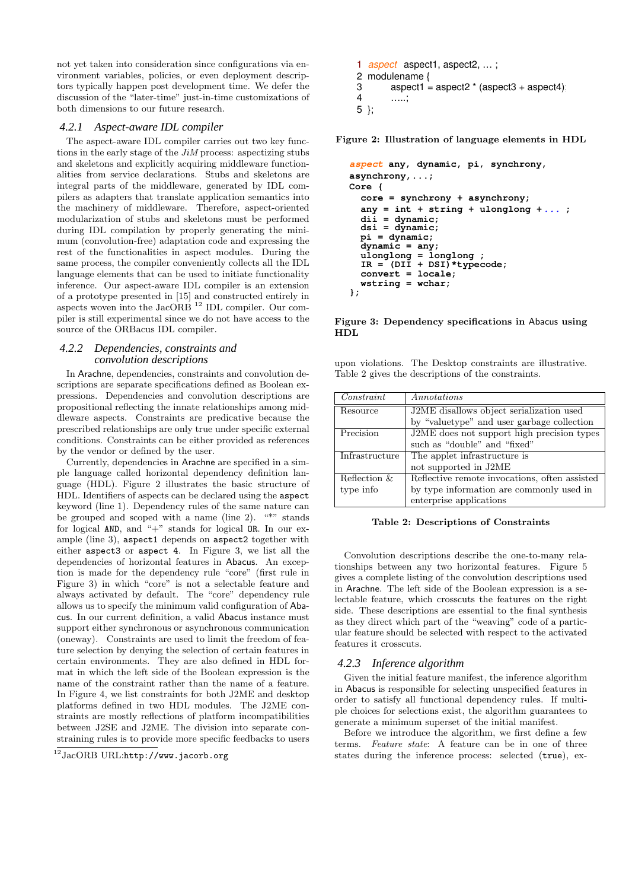not yet taken into consideration since configurations via environment variables, policies, or even deployment descriptors typically happen post development time. We defer the discussion of the "later-time" just-in-time customizations of both dimensions to our future research.

### 4.2.1 Aspect-aware IDL compiler

The aspect-aware IDL compiler carries out two key functions in the early stage of the *JiM* process: aspectizing stubs and skeletons and explicitly acquiring middleware functionalities from service declarations. Stubs and skeletons are integral parts of the middleware, generated by IDL compilers as adapters that translate application semantics into the machinery of middleware. Therefore, aspect-oriented modularization of stubs and skeletons must be performed during IDL compilation by properly generating the minimum (convolution-free) adaptation code and expressing the rest of the functionalities in aspect modules. During the same process, the compiler conveniently collects all the IDL language elements that can be used to initiate functionality inference. Our aspect-aware IDL compiler is an extension of a prototype presented in [15] and constructed entirely in aspects woven into the JacORB [12] IDL compiler. Our compiler is still experimental since we do not have access to the source of the ORBacus IDL compiler.

### 4.2.2 Dependencies, constraints and convolution descriptions

In Arachne, dependencies, constraints and convolution descriptions are separate specifications defined as Boolean expressions. Dependencies and convolution descriptions are propositional reflecting the innate relationships among middleware aspects. Constraints are predicative because the prescribed relationships are only true under specific external conditions. Constraints can be either provided as references by the vendor or defined by the user.

Currently, dependencies in Arachne are specified in a simple language called horizontal dependency definition language (HDL). Figure 2 illustrates the basic structure of HDL. Identifiers of aspects can be declared using the `aspect` keyword (line 1). Dependency rules of the same nature can be grouped and scoped with a name (line 2). "*" stands for logical `AND`, and "+" stands for logical `OR`. In our example (line 3), `aspect1` depends on `aspect2` together with either `aspect3` or `aspect 4`. In Figure 3, we list all the dependencies of horizontal features in Abacus. An exception is made for the dependency rule "core" (first rule in Figure 3) in which "core" is not a selectable feature and always activated by default. The "core" dependency rule allows us to specify the minimum valid configuration of Abacus. In our current definition, a valid Abacus instance must support either synchronous or asynchronous communication (oneway). Constraints are used to limit the freedom of feature selection by denying the selection of certain features in certain environments. They are also defined in HDL format in which the left side of the Boolean expression is the name of the constraint rather than the name of a feature. In Figure 4, we list constraints for both J2ME and desktop platforms defined in two HDL modules. The J2ME constraints are mostly reflections of platform incompatibilities between J2SE and J2ME. The division into separate constraining rules is to provide more specific feedbacks to users upon violations. The Desktop constraints are illustrative. Table 2 gives the descriptions of the constraints.

```
1 aspect aspect1, aspect2, ... ;
2 modulename {
3       aspect1 = aspect2 * (aspect3 + aspect4);
4       .....;
5 };
```

**Figure 2: Illustration of language elements in HDL**

```
aspect any, dynamic, pi, synchrony,
asynchrony,...;
Core {
  core = synchrony + asynchrony;
  any = int + string + ulonglong +... ;
  dii = dynamic;
  dsi = dynamic;
  pi = dynamic;
  dynamic = any;
  ulonglong = longlong ;
  IR = (DII + DSI)*typecode;
  convert = locale;
  wstring = wchar;
};
```

**Figure 3: Dependency specifications in Abacus using HDL**

| *Constraint* | *Annotations* |
|---|---|
| Resource | J2ME disallows object serialization used by "valuetype" and user garbage collection |
| Precision | J2ME does not support high precision types such as "double" and "fixed" |
| Infrastructure | The applet infrastructure is not supported in J2ME |
| Reflection & type info | Reflective remote invocations, often assisted by type information are commonly used in enterprise applications |

**Table 2: Descriptions of Constraints**

Convolution descriptions describe the one-to-many relationships between any two horizontal features. Figure 5 gives a complete listing of the convolution descriptions used in Arachne. The left side of the Boolean expression is a selectable feature, which crosscuts the features on the right side. These descriptions are essential to the final synthesis as they direct which part of the "weaving" code of a particular feature should be selected with respect to the activated features it crosscuts.

### 4.2.3 Inference algorithm

Given the initial feature manifest, the inference algorithm in Abacus is responsible for selecting unspecified features in order to satisfy all functional dependency rules. If multiple choices for selections exist, the algorithm guarantees to generate a minimum superset of the initial manifest.

Before we introduce the algorithm, we first define a few terms. *Feature state*: A feature can be in one of three states during the inference process: selected (`true`), ex-

[12] JacORB URL:`http://www.jacorb.org`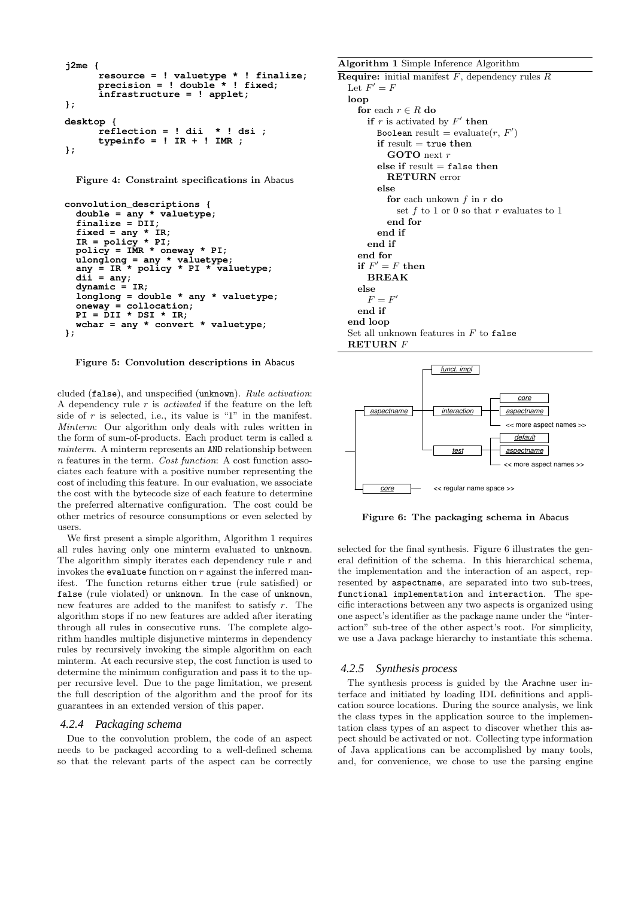```
j2me {
      resource = ! valuetype * ! finalize;
      precision = ! double * ! fixed;
      infrastructure = ! applet;
};

desktop {
      reflection = ! dii  * ! dsi ;
      typeinfo = ! IR + ! IMR ;
};
```

**Figure 4: Constraint specifications in Abacus**

```
convolution_descriptions {
  double = any * valuetype;
  finalize = DII;
  fixed = any * IR;
  IR = policy * PI;
  policy = IMR * oneway * PI;
  ulonglong = any * valuetype;
  any = IR * policy * PI * valuetype;
  dii = any;
  dynamic = IR;
  longlong = double * any * valuetype;
  oneway = collocation;
  PI = DII * DSI * IR;
  wchar = any * convert * valuetype;
};
```

**Figure 5: Convolution descriptions in Abacus**

cluded (`false`), and unspecified (`unknown`). *Rule activation*: A dependency rule $r$ is *activated* if the feature on the left side of $r$ is selected, i.e., its value is "1" in the manifest. *Minterm*: Our algorithm only deals with rules written in the form of sum-of-products. Each product term is called a *minterm*. A minterm represents an AND relationship between $n$ features in the term. *Cost function*: A cost function associates each feature with a positive number representing the cost of including this feature. In our evaluation, we associate the cost with the bytecode size of each feature to determine the preferred alternative configuration. The cost could be other metrics of resource consumptions or even selected by users.

We first present a simple algorithm, Algorithm 1 requires all rules having only one minterm evaluated to `unknown`. The algorithm simply iterates each dependency rule $r$ and invokes the `evaluate` function on $r$ against the inferred manifest. The function returns either `true` (rule satisfied) or `false` (rule violated) or `unknown`. In the case of `unknown`, new features are added to the manifest to satisfy $r$. The algorithm stops if no new features are added after iterating through all rules in consecutive runs. The complete algorithm handles multiple disjunctive minterms in dependency rules by recursively invoking the simple algorithm on each minterm. At each recursive step, the cost function is used to determine the minimum configuration and pass it to the upper recursive level. Due to the page limitation, we present the full description of the algorithm and the proof for its guarantees in an extended version of this paper.

#### 4.2.4 Packaging schema

Due to the convolution problem, the code of an aspect needs to be packaged according to a well-defined schema so that the relevant parts of the aspect can be correctly selected for the final synthesis. Figure 6 illustrates the general definition of the schema. In this hierarchical schema, the implementation and the interaction of an aspect, represented by `aspectname`, are separated into two sub-trees, `functional implementation` and `interaction`. The specific interactions between any two aspects is organized using one aspect's identifier as the package name under the "interaction" sub-tree of the other aspect's root. For simplicity, we use a Java package hierarchy to instantiate this schema.

**Algorithm 1** Simple Inference Algorithm

```
Require: initial manifest F, dependency rules R
  Let F' = F
  loop
    for each r ∈ R do
      if r is activated by F' then
        Boolean result = evaluate(r, F')
        if result = true then
          GOTO next r
        else if result = false then
          RETURN error
        else
          for each unkown f in r do
            set f to 1 or 0 so that r evaluates to 1
          end for
        end if
      end if
    end for
    if F' = F then
      BREAK
    else
      F = F'
    end if
  end loop
  Set all unknown features in F to false
  RETURN F
```

```
aspectname ─┬─ funct. impl
            ├─ interaction ─┬─ core
            │               ├─ aspectname
            │               └─ << more aspect names >>
            └─ test ────────┬─ default
                            ├─ aspectname
                            └─ << more aspect names >>
core ─── << regular name space >>
```

**Figure 6: The packaging schema in Abacus**

#### 4.2.5 Synthesis process

The synthesis process is guided by the Arachne user interface and initiated by loading IDL definitions and application source locations. During the source analysis, we link the class types in the application source to the implementation class types of an aspect to discover whether this aspect should be activated or not. Collecting type information of Java applications can be accomplished by many tools, and, for convenience, we chose to use the parsing engine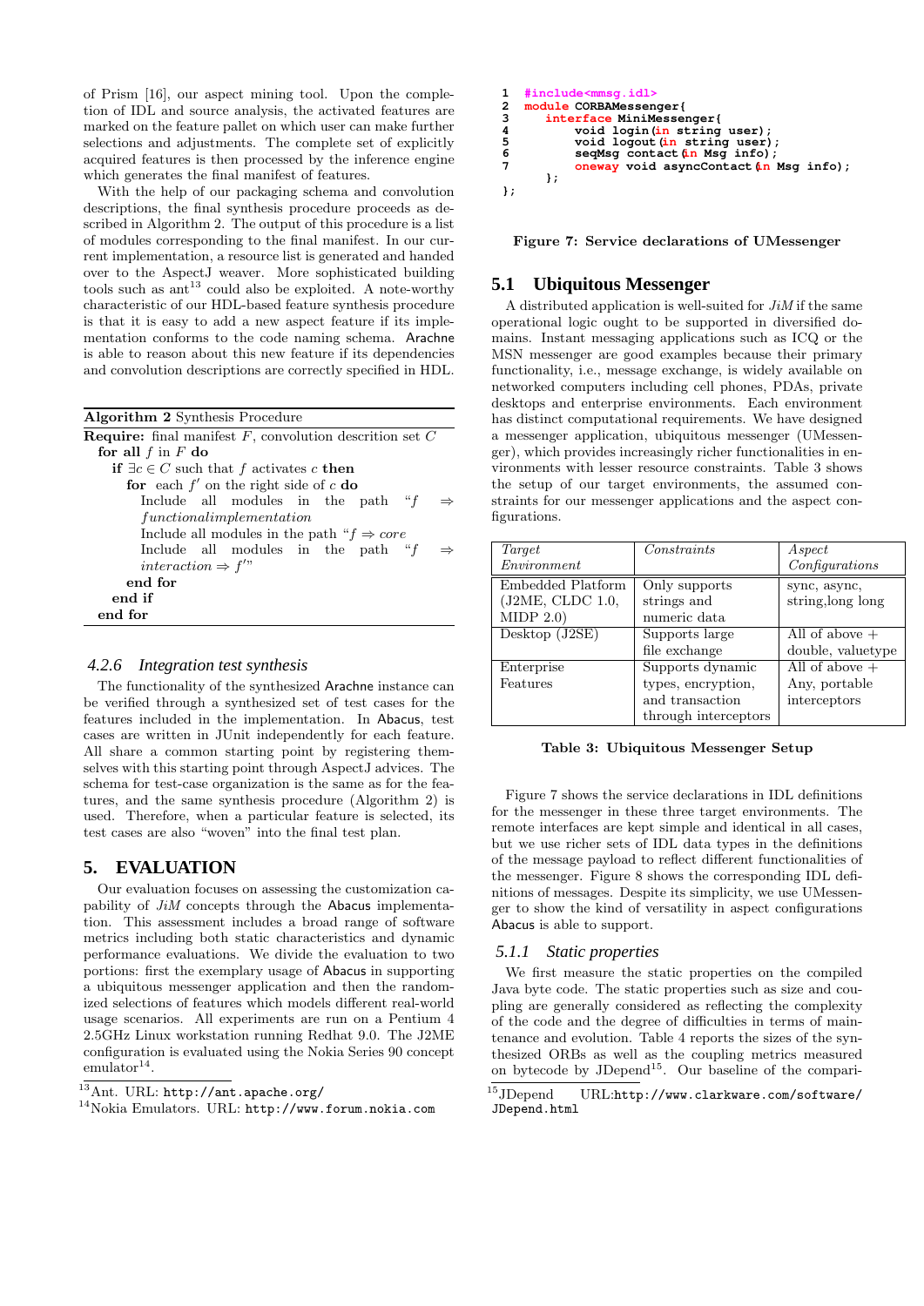of Prism [16], our aspect mining tool. Upon the completion of IDL and source analysis, the activated features are marked on the feature pallet on which user can make further selections and adjustments. The complete set of explicitly acquired features is then processed by the inference engine which generates the final manifest of features.

With the help of our packaging schema and convolution descriptions, the final synthesis procedure proceeds as described in Algorithm 2. The output of this procedure is a list of modules corresponding to the final manifest. In our current implementation, a resource list is generated and handed over to the AspectJ weaver. More sophisticated building tools such as ant[13] could also be exploited. A note-worthy characteristic of our HDL-based feature synthesis procedure is that it is easy to add a new aspect feature if its implementation conforms to the code naming schema. Arachne is able to reason about this new feature if its dependencies and convolution descriptions are correctly specified in HDL.

**Algorithm 2** Synthesis Procedure

**Require:** final manifest $F$, convolution descrition set $C$
- **for all** $f$ in $F$ **do**
  - **if** $\exists c \in C$ such that $f$ activates $c$ **then**
    - **for** each $f'$ on the right side of $c$ **do**
      - Include all modules in the path "$f \Rightarrow functionalimplementation$"
      - Include all modules in the path "$f \Rightarrow core$"
      - Include all modules in the path "$f \Rightarrow interaction \Rightarrow f'$"
    - **end for**
  - **end if**
- **end for**

### 4.2.6 Integration test synthesis

The functionality of the synthesized Arachne instance can be verified through a synthesized set of test cases for the features included in the implementation. In Abacus, test cases are written in JUnit independently for each feature. All share a common starting point by registering themselves with this starting point through AspectJ advices. The schema for test-case organization is the same as for the features, and the same synthesis procedure (Algorithm 2) is used. Therefore, when a particular feature is selected, its test cases are also "woven" into the final test plan.

## 5. EVALUATION

Our evaluation focuses on assessing the customization capability of *JiM* concepts through the Abacus implementation. This assessment includes a broad range of software metrics including both static characteristics and dynamic performance evaluations. We divide the evaluation to two portions: first the exemplary usage of Abacus in supporting a ubiquitous messenger application and then the randomized selections of features which models different real-world usage scenarios. All experiments are run on a Pentium 4 2.5GHz Linux workstation running Redhat 9.0. The J2ME configuration is evaluated using the Nokia Series 90 concept emulator[14].

[13]Ant. URL: http://ant.apache.org/

[14]Nokia Emulators. URL: http://www.forum.nokia.com

```
1  #include<mmsg.idl>
2  module CORBAMessenger{
3    interface MiniMessenger{
4        void login(in string user);
5        void logout(in string user);
6        seqMsg contact(in Msg info);
7        oneway void asyncContact(in Msg info);
     };
};
```

**Figure 7: Service declarations of UMessenger**

### 5.1 Ubiquitous Messenger

A distributed application is well-suited for *JiM* if the same operational logic ought to be supported in diversified domains. Instant messaging applications such as ICQ or the MSN messenger are good examples because their primary functionality, i.e., message exchange, is widely available on networked computers including cell phones, PDAs, private desktops and enterprise environments. Each environment has distinct computational requirements. We have designed a messenger application, ubiquitous messenger (UMessenger), which provides increasingly richer functionalities in environments with lesser resource constraints. Table 3 shows the setup of our target environments, the assumed constraints for our messenger applications and the aspect configurations.

| *Target Environment* | *Constraints* | *Aspect Configurations* |
|---|---|---|
| Embedded Platform (J2ME, CLDC 1.0, MIDP 2.0) | Only supports strings and numeric data | sync, async, string,long long |
| Desktop (J2SE) | Supports large file exchange | All of above + double, valuetype |
| Enterprise Features | Supports dynamic types, encryption, and transaction through interceptors | All of above + Any, portable interceptors |

**Table 3: Ubiquitous Messenger Setup**

Figure 7 shows the service declarations in IDL definitions for the messenger in these three target environments. The remote interfaces are kept simple and identical in all cases, but we use richer sets of IDL data types in the definitions of the message payload to reflect different functionalities of the messenger. Figure 8 shows the corresponding IDL definitions of messages. Despite its simplicity, we use UMessenger to show the kind of versatility in aspect configurations Abacus is able to support.

### 5.1.1 Static properties

We first measure the static properties on the compiled Java byte code. The static properties such as size and coupling are generally considered as reflecting the complexity of the code and the degree of difficulties in terms of maintenance and evolution. Table 4 reports the sizes of the synthesized ORBs as well as the coupling metrics measured on bytecode by JDepend[15]. Our baseline of the compari-

[15]JDepend URL:http://www.clarkware.com/software/JDepend.html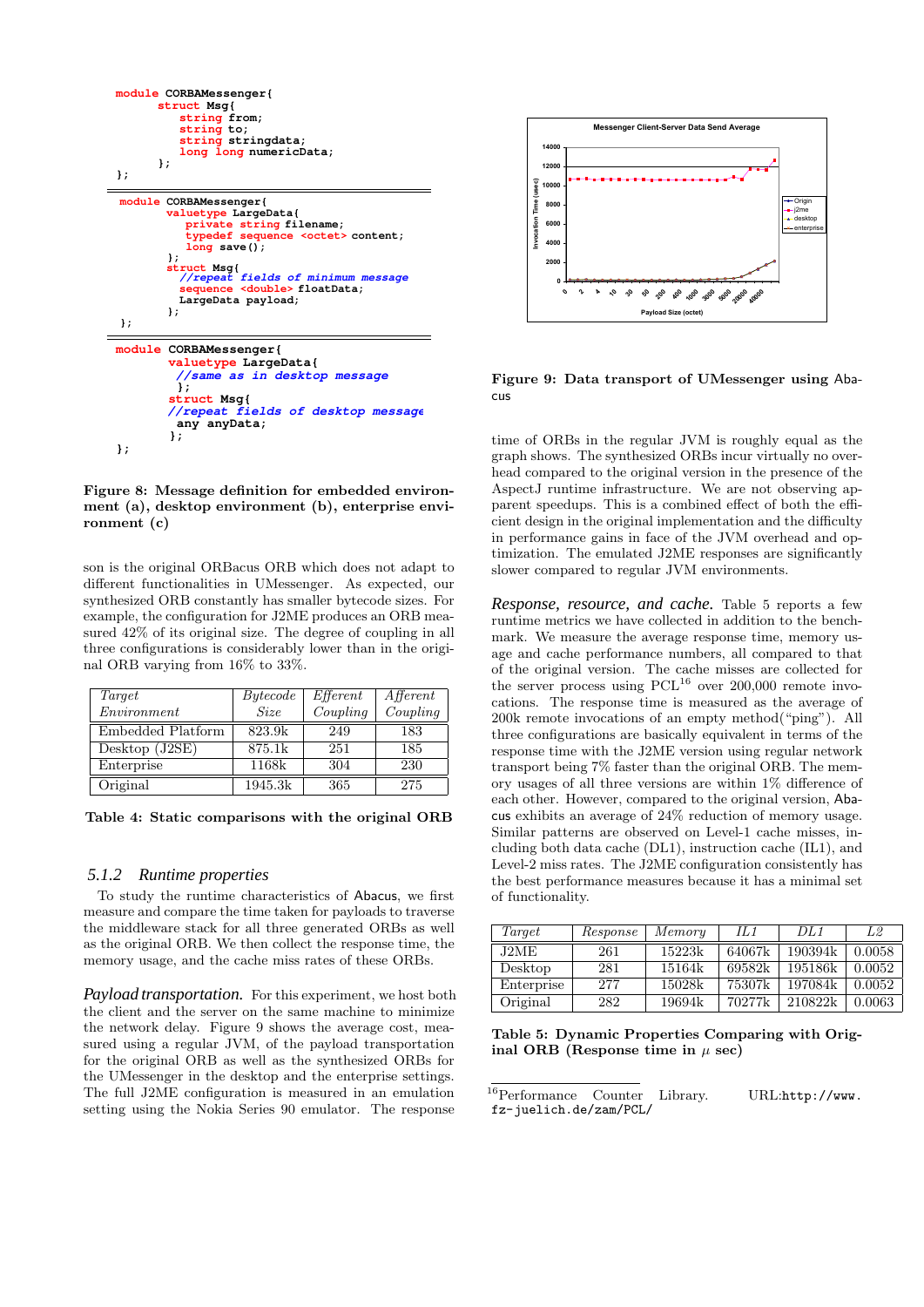```
module CORBAMessenger{
        struct Msg{
            string from;
            string to;
            string stringdata;
            long long numericData;
        };
};
```

```
module CORBAMessenger{
        valuetype LargeData{
            private string filename;
            typedef sequence <octet> content;
            long save();
        };
        struct Msg{
           //repeat fields of minimum message
           sequence <double> floatData;
           LargeData payload;
        };
};
```

```
module CORBAMessenger{
        valuetype LargeData{
         //same as in desktop message
         };
        struct Msg{
        //repeat fields of desktop message
         any anyData;
        };
};
```

**Figure 8: Message definition for embedded environment (a), desktop environment (b), enterprise environment (c)**

son is the original ORBacus ORB which does not adapt to different functionalities in UMessenger. As expected, our synthesized ORB constantly has smaller bytecode sizes. For example, the configuration for J2ME produces an ORB measured 42% of its original size. The degree of coupling in all three configurations is considerably lower than in the original ORB varying from 16% to 33%.

| *Target Environment* | *Bytecode Size* | *Efferent Coupling* | *Afferent Coupling* |
|---|---|---|---|
| Embedded Platform | 823.9k | 249 | 183 |
| Desktop (J2SE) | 875.1k | 251 | 185 |
| Enterprise | 1168k | 304 | 230 |
| Original | 1945.3k | 365 | 275 |

**Table 4: Static comparisons with the original ORB**

### 5.1.2 *Runtime properties*

To study the runtime characteristics of Abacus, we first measure and compare the time taken for payloads to traverse the middleware stack for all three generated ORBs as well as the original ORB. We then collect the response time, the memory usage, and the cache miss rates of these ORBs.

*Payload transportation.* For this experiment, we host both the client and the server on the same machine to minimize the network delay. Figure 9 shows the average cost, measured using a regular JVM, of the payload transportation for the original ORB as well as the synthesized ORBs for the UMessenger in the desktop and the enterprise settings. The full J2ME configuration is measured in an emulation setting using the Nokia Series 90 emulator. The response time of ORBs in the regular JVM is roughly equal as the graph shows. The synthesized ORBs incur virtually no overhead compared to the original version in the presence of the AspectJ runtime infrastructure. We are not observing apparent speedups. This is a combined effect of both the efficient design in the original implementation and the difficulty in performance gains in face of the JVM overhead and optimization. The emulated J2ME responses are significantly slower compared to regular JVM environments.

**Figure 9: Data transport of UMessenger using Abacus**

*Response, resource, and cache.* Table 5 reports a few runtime metrics we have collected in addition to the benchmark. We measure the average response time, memory usage and cache performance numbers, all compared to that of the original version. The cache misses are collected for the server process using PCL[16] over 200,000 remote invocations. The response time is measured as the average of 200k remote invocations of an empty method("ping"). All three configurations are basically equivalent in terms of the response time with the J2ME version using regular network transport being 7% faster than the original ORB. The memory usages of all three versions are within 1% difference of each other. However, compared to the original version, Abacus exhibits an average of 24% reduction of memory usage. Similar patterns are observed on Level-1 cache misses, including both data cache (DL1), instruction cache (IL1), and Level-2 miss rates. The J2ME configuration consistently has the best performance measures because it has a minimal set of functionality.

| *Target* | *Response* | *Memory* | *IL1* | *DL1* | *L2* |
|---|---|---|---|---|---|
| J2ME | 261 | 15223k | 64067k | 190394k | 0.0058 |
| Desktop | 281 | 15164k | 69582k | 195186k | 0.0052 |
| Enterprise | 277 | 15028k | 75307k | 197084k | 0.0052 |
| Original | 282 | 19694k | 70277k | 210822k | 0.0063 |

**Table 5: Dynamic Properties Comparing with Original ORB (Response time in $\mu$ sec)**

[16] Performance Counter Library. URL: http://www.fz-juelich.de/zam/PCL/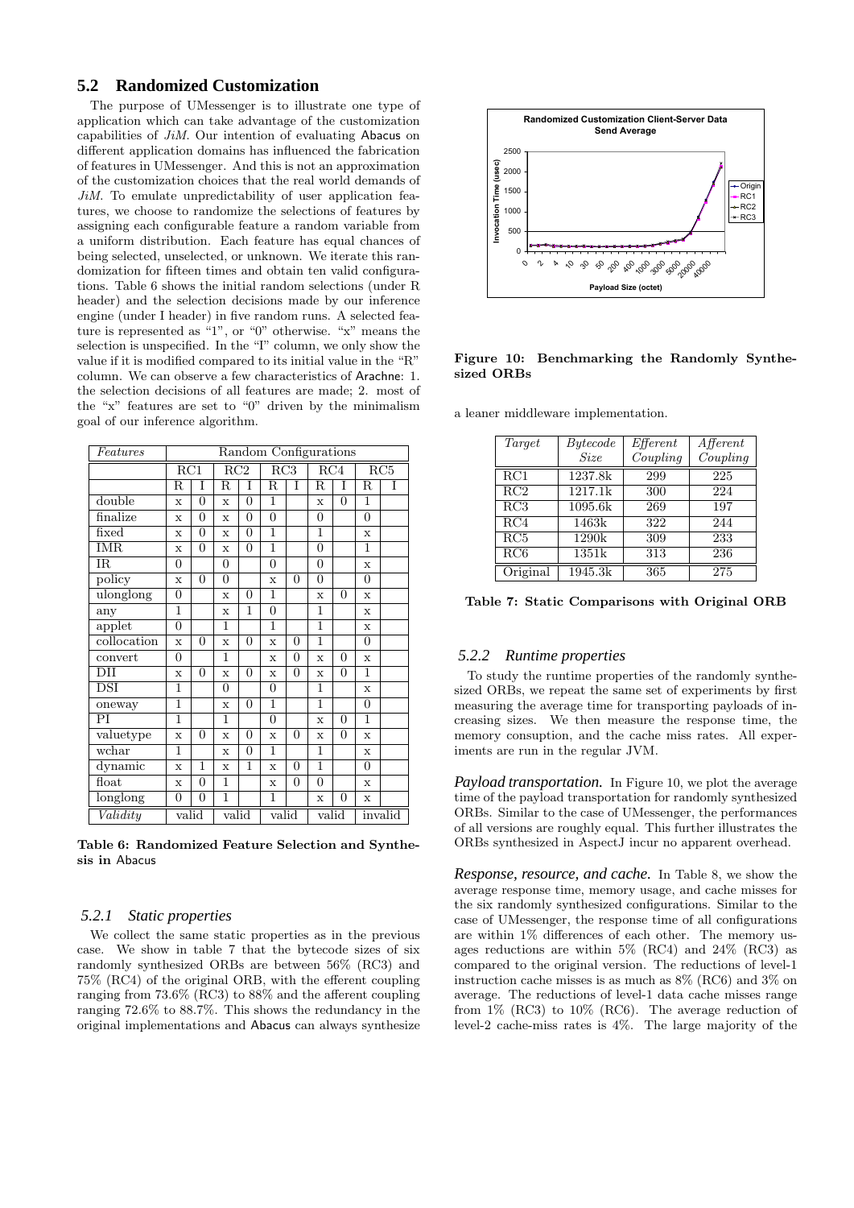## 5.2 Randomized Customization

The purpose of UMessenger is to illustrate one type of application which can take advantage of the customization capabilities of *JiM*. Our intention of evaluating Abacus on different application domains has influenced the fabrication of features in UMessenger. And this is not an approximation of the customization choices that the real world demands of *JiM*. To emulate unpredictability of user application features, we choose to randomize the selections of features by assigning each configurable feature a random variable from a uniform distribution. Each feature has equal chances of being selected, unselected, or unknown. We iterate this randomization for fifteen times and obtain ten valid configurations. Table 6 shows the initial random selections (under R header) and the selection decisions made by our inference engine (under I header) in five random runs. A selected feature is represented as "1", or "0" otherwise. "x" means the selection is unspecified. In the "I" column, we only show the value if it is modified compared to its initial value in the "R" column. We can observe a few characteristics of Arachne: 1. the selection decisions of all features are made; 2. most of the "x" features are set to "0" driven by the minimalism goal of our inference algorithm.

| *Features* | Random Configurations | | | | | | | | | |
|---|---|---|---|---|---|---|---|---|---|---|
| | RC1 | | RC2 | | RC3 | | RC4 | | RC5 | |
| | R | I | R | I | R | I | R | I | R | I |
| double | x | 0 | x | 0 | 1 | | x | 0 | 1 | |
| finalize | x | 0 | x | 0 | 0 | | 0 | | 0 | |
| fixed | x | 0 | x | 0 | 1 | | 1 | | x | |
| IMR | x | 0 | x | 0 | 1 | | 0 | | 1 | |
| IR | 0 | | 0 | | 0 | | 0 | | x | |
| policy | x | 0 | 0 | | x | 0 | 0 | | 0 | |
| ulonglong | 0 | | x | 0 | 1 | | x | 0 | x | |
| any | 1 | | x | 1 | 0 | | 1 | | x | |
| applet | 0 | | 1 | | 1 | | 1 | | x | |
| collocation | x | 0 | x | 0 | x | 0 | 1 | | 0 | |
| convert | 0 | | 1 | | x | 0 | x | 0 | x | |
| DII | x | 0 | x | 0 | x | 0 | x | 0 | 1 | |
| DSI | 1 | | 0 | | 0 | | 1 | | x | |
| oneway | 1 | | x | 0 | 1 | | 1 | | 0 | |
| PI | 1 | | 1 | | 0 | | x | 0 | 1 | |
| valuetype | x | 0 | x | 0 | x | 0 | x | 0 | x | |
| wchar | 1 | | x | 0 | 1 | | 1 | | x | |
| dynamic | x | 1 | x | 1 | x | 0 | 1 | | 0 | |
| float | x | 0 | 1 | | x | 0 | 0 | | x | |
| longlong | 0 | 0 | 1 | | 1 | | x | 0 | x | |
| *Validity* | valid | | valid | | valid | | valid | | invalid | |

**Table 6: Randomized Feature Selection and Synthesis in Abacus**

### 5.2.1 Static properties

We collect the same static properties as in the previous case. We show in table 7 that the bytecode sizes of six randomly synthesized ORBs are between 56% (RC3) and 75% (RC4) of the original ORB, with the efferent coupling ranging from 73.6% (RC3) to 88% and the afferent coupling ranging 72.6% to 88.7%. This shows the redundancy in the original implementations and Abacus can always synthesize a leaner middleware implementation.

**Figure 10: Benchmarking the Randomly Synthesized ORBs**

| *Target* | *Bytecode Size* | *Efferent Coupling* | *Afferent Coupling* |
|---|---|---|---|
| RC1 | 1237.8k | 299 | 225 |
| RC2 | 1217.1k | 300 | 224 |
| RC3 | 1095.6k | 269 | 197 |
| RC4 | 1463k | 322 | 244 |
| RC5 | 1290k | 309 | 233 |
| RC6 | 1351k | 313 | 236 |
| Original | 1945.3k | 365 | 275 |

**Table 7: Static Comparisons with Original ORB**

### 5.2.2 Runtime properties

To study the runtime properties of the randomly synthesized ORBs, we repeat the same set of experiments by first measuring the average time for transporting payloads of increasing sizes. We then measure the response time, the memory consuption, and the cache miss rates. All experiments are run in the regular JVM.

***Payload transportation.*** In Figure 10, we plot the average time of the payload transportation for randomly synthesized ORBs. Similar to the case of UMessenger, the performances of all versions are roughly equal. This further illustrates the ORBs synthesized in AspectJ incur no apparent overhead.

***Response, resource, and cache.*** In Table 8, we show the average response time, memory usage, and cache misses for the six randomly synthesized configurations. Similar to the case of UMessenger, the response time of all configurations are within 1% differences of each other. The memory usages reductions are within 5% (RC4) and 24% (RC3) as compared to the original version. The reductions of level-1 instruction cache misses is as much as 8% (RC6) and 3% on average. The reductions of level-1 data cache misses range from 1% (RC3) to 10% (RC6). The average reduction of level-2 cache-miss rates is 4%. The large majority of the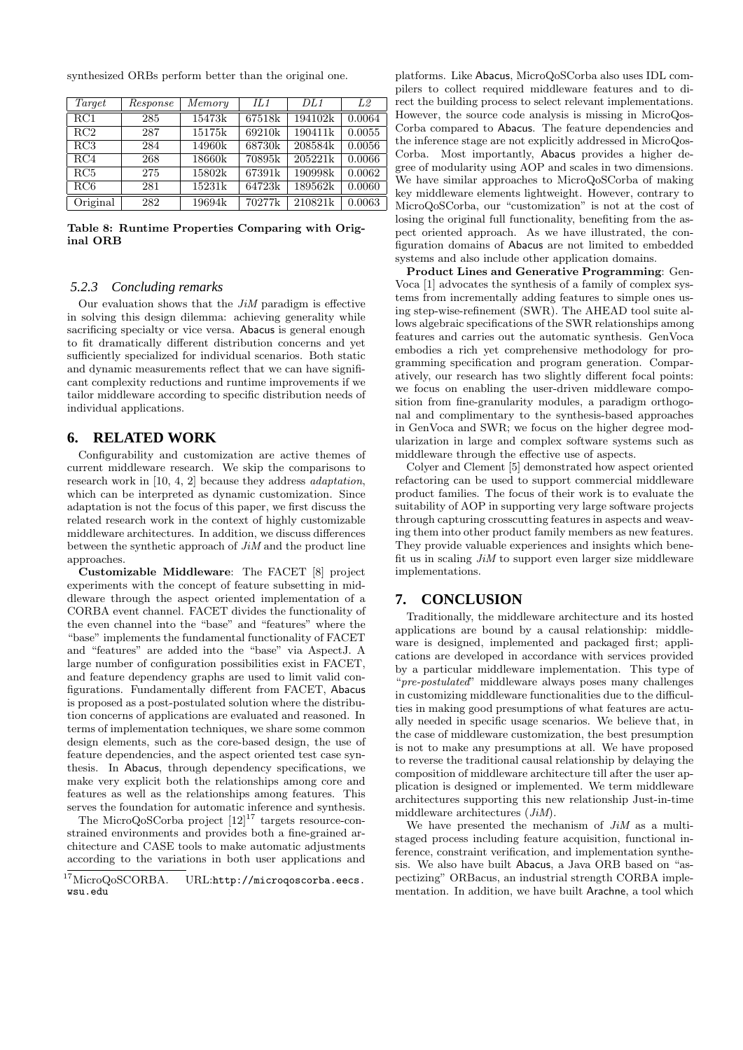synthesized ORBs perform better than the original one.

| *Target* | *Response* | *Memory* | *IL1* | *DL1* | *L2* |
|---|---|---|---|---|---|
| RC1 | 285 | 15473k | 67518k | 194102k | 0.0064 |
| RC2 | 287 | 15175k | 69210k | 190411k | 0.0055 |
| RC3 | 284 | 14960k | 68730k | 208584k | 0.0056 |
| RC4 | 268 | 18660k | 70895k | 205221k | 0.0066 |
| RC5 | 275 | 15802k | 67391k | 190998k | 0.0062 |
| RC6 | 281 | 15231k | 64723k | 189562k | 0.0060 |
| Original | 282 | 19694k | 70277k | 210821k | 0.0063 |

**Table 8: Runtime Properties Comparing with Original ORB**

### 5.2.3 Concluding remarks

Our evaluation shows that the *JiM* paradigm is effective in solving this design dilemma: achieving generality while sacrificing specialty or vice versa. Abacus is general enough to fit dramatically different distribution concerns and yet sufficiently specialized for individual scenarios. Both static and dynamic measurements reflect that we can have significant complexity reductions and runtime improvements if we tailor middleware according to specific distribution needs of individual applications.

## 6. RELATED WORK

Configurability and customization are active themes of current middleware research. We skip the comparisons to research work in [10, 4, 2] because they address *adaptation*, which can be interpreted as dynamic customization. Since adaptation is not the focus of this paper, we first discuss the related research work in the context of highly customizable middleware architectures. In addition, we discuss differences between the synthetic approach of *JiM* and the product line approaches.

**Customizable Middleware**: The FACET [8] project experiments with the concept of feature subsetting in middleware through the aspect oriented implementation of a CORBA event channel. FACET divides the functionality of the even channel into the "base" and "features" where the "base" implements the fundamental functionality of FACET and "features" are added into the "base" via AspectJ. A large number of configuration possibilities exist in FACET, and feature dependency graphs are used to limit valid configurations. Fundamentally different from FACET, Abacus is proposed as a post-postulated solution where the distribution concerns of applications are evaluated and reasoned. In terms of implementation techniques, we share some common design elements, such as the core-based design, the use of feature dependencies, and the aspect oriented test case synthesis. In Abacus, through dependency specifications, we make very explicit both the relationships among core and features as well as the relationships among features. This serves the foundation for automatic inference and synthesis.

The MicroQoSCorba project [12][17] targets resource-constrained environments and provides both a fine-grained architecture and CASE tools to make automatic adjustments according to the variations in both user applications and platforms. Like Abacus, MicroQoSCorba also uses IDL compilers to collect required middleware features and to direct the building process to select relevant implementations. However, the source code analysis is missing in MicroQosCorba compared to Abacus. The feature dependencies and the inference stage are not explicitly addressed in MicroQosCorba. Most importantly, Abacus provides a higher degree of modularity using AOP and scales in two dimensions. We have similar approaches to MicroQoSCorba of making key middleware elements lightweight. However, contrary to MicroQoSCorba, our "customization" is not at the cost of losing the original full functionality, benefiting from the aspect oriented approach. As we have illustrated, the configuration domains of Abacus are not limited to embedded systems and also include other application domains.

**Product Lines and Generative Programming**: GenVoca [1] advocates the synthesis of a family of complex systems from incrementally adding features to simple ones using step-wise-refinement (SWR). The AHEAD tool suite allows algebraic specifications of the SWR relationships among features and carries out the automatic synthesis. GenVoca embodies a rich yet comprehensive methodology for programming specification and program generation. Comparatively, our research has two slightly different focal points: we focus on enabling the user-driven middleware composition from fine-granularity modules, a paradigm orthogonal and complimentary to the synthesis-based approaches in GenVoca and SWR; we focus on the higher degree modularization in large and complex software systems such as middleware through the effective use of aspects.

Colyer and Clement [5] demonstrated how aspect oriented refactoring can be used to support commercial middleware product families. The focus of their work is to evaluate the suitability of AOP in supporting very large software projects through capturing crosscutting features in aspects and weaving them into other product family members as new features. They provide valuable experiences and insights which benefit us in scaling *JiM* to support even larger size middleware implementations.

## 7. CONCLUSION

Traditionally, the middleware architecture and its hosted applications are bound by a causal relationship: middleware is designed, implemented and packaged first; applications are developed in accordance with services provided by a particular middleware implementation. This type of "*pre-postulated*" middleware always poses many challenges in customizing middleware functionalities due to the difficulties in making good presumptions of what features are actually needed in specific usage scenarios. We believe that, in the case of middleware customization, the best presumption is not to make any presumptions at all. We have proposed to reverse the traditional causal relationship by delaying the composition of middleware architecture till after the user application is designed or implemented. We term middleware architectures supporting this new relationship Just-in-time middleware architectures (*JiM*).

We have presented the mechanism of *JiM* as a multi-staged process including feature acquisition, functional inference, constraint verification, and implementation synthesis. We also have built Abacus, a Java ORB based on "aspectizing" ORBacus, an industrial strength CORBA implementation. In addition, we have built Arachne, a tool which

[17] MicroQoSCORBA. URL:http://microqoscorba.eecs.wsu.edu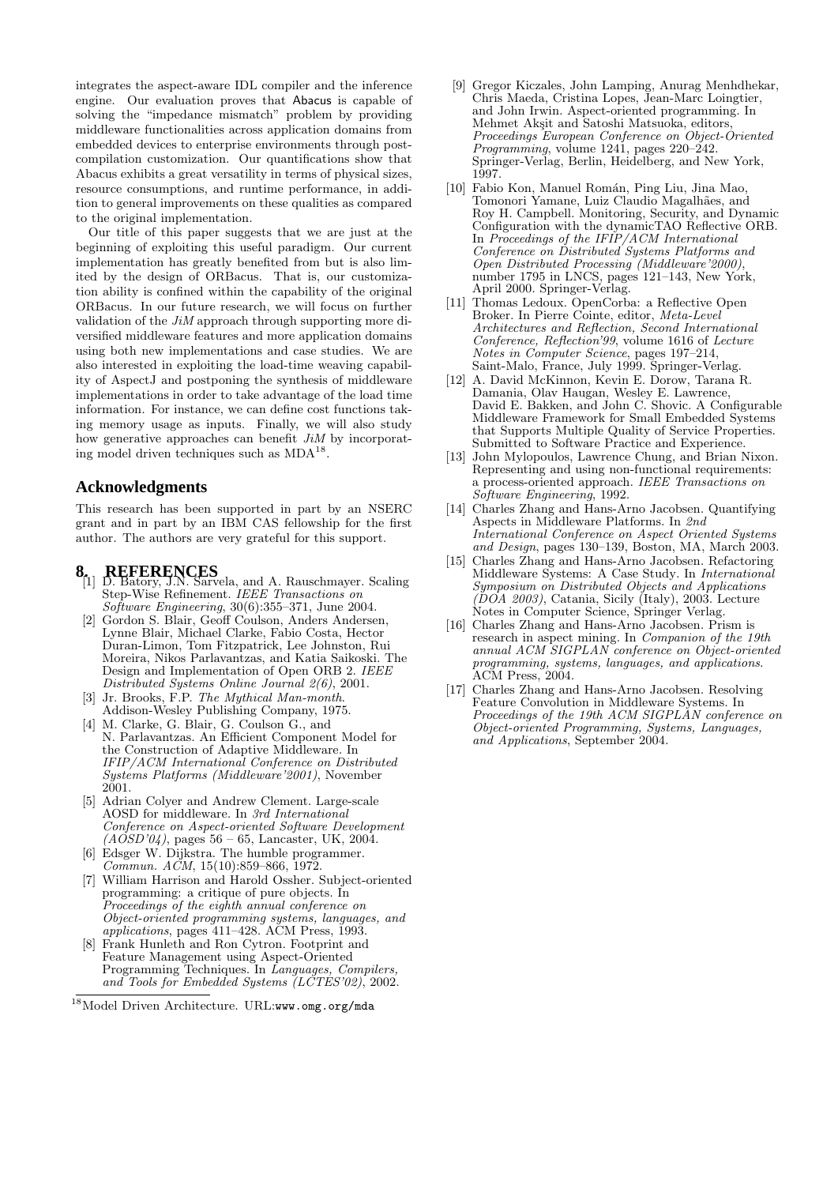integrates the aspect-aware IDL compiler and the inference engine. Our evaluation proves that Abacus is capable of solving the "impedance mismatch" problem by providing middleware functionalities across application domains from embedded devices to enterprise environments through post-compilation customization. Our quantifications show that Abacus exhibits a great versatility in terms of physical sizes, resource consumptions, and runtime performance, in addition to general improvements on these qualities as compared to the original implementation.

Our title of this paper suggests that we are just at the beginning of exploiting this useful paradigm. Our current implementation has greatly benefited from but is also limited by the design of ORBacus. That is, our customization ability is confined within the capability of the original ORBacus. In our future research, we will focus on further validation of the *JiM* approach through supporting more diversified middleware features and more application domains using both new implementations and case studies. We are also interested in exploiting the load-time weaving capability of AspectJ and postponing the synthesis of middleware implementations in order to take advantage of the load time information. For instance, we can define cost functions taking memory usage as inputs. Finally, we will also study how generative approaches can benefit *JiM* by incorporating model driven techniques such as MDA[18].

## Acknowledgments

This research has been supported in part by an NSERC grant and in part by an IBM CAS fellowship for the first author. The authors are very grateful for this support.

## 8. REFERENCES

[1] D. Batory, J.N. Sarvela, and A. Rauschmayer. Scaling Step-Wise Refinement. *IEEE Transactions on Software Engineering*, 30(6):355–371, June 2004.

[2] Gordon S. Blair, Geoff Coulson, Anders Andersen, Lynne Blair, Michael Clarke, Fabio Costa, Hector Duran-Limon, Tom Fitzpatrick, Lee Johnston, Rui Moreira, Nikos Parlavantzas, and Katia Saikoski. The Design and Implementation of Open ORB 2. *IEEE Distributed Systems Online Journal 2(6)*, 2001.

[3] Jr. Brooks, F.P. *The Mythical Man-month*. Addison-Wesley Publishing Company, 1975.

[4] M. Clarke, G. Blair, G. Coulson G., and N. Parlavantzas. An Efficient Component Model for the Construction of Adaptive Middleware. In *IFIP/ACM International Conference on Distributed Systems Platforms (Middleware'2001)*, November 2001.

[5] Adrian Colyer and Andrew Clement. Large-scale AOSD for middleware. In *3rd International Conference on Aspect-oriented Software Development (AOSD'04)*, pages 56 – 65, Lancaster, UK, 2004.

[6] Edsger W. Dijkstra. The humble programmer. *Commun. ACM*, 15(10):859–866, 1972.

[7] William Harrison and Harold Ossher. Subject-oriented programming: a critique of pure objects. In *Proceedings of the eighth annual conference on Object-oriented programming systems, languages, and applications*, pages 411–428. ACM Press, 1993.

[8] Frank Hunleth and Ron Cytron. Footprint and Feature Management using Aspect-Oriented Programming Techniques. In *Languages, Compilers, and Tools for Embedded Systems (LCTES'02)*, 2002.

[9] Gregor Kiczales, John Lamping, Anurag Menhdhekar, Chris Maeda, Cristina Lopes, Jean-Marc Loingtier, and John Irwin. Aspect-oriented programming. In Mehmet Akşit and Satoshi Matsuoka, editors, *Proceedings European Conference on Object-Oriented Programming*, volume 1241, pages 220–242. Springer-Verlag, Berlin, Heidelberg, and New York, 1997.

[10] Fabio Kon, Manuel Román, Ping Liu, Jina Mao, Tomonori Yamane, Luiz Claudio Magalhães, and Roy H. Campbell. Monitoring, Security, and Dynamic Configuration with the dynamicTAO Reflective ORB. In *Proceedings of the IFIP/ACM International Conference on Distributed Systems Platforms and Open Distributed Processing (Middleware'2000)*, number 1795 in LNCS, pages 121–143, New York, April 2000. Springer-Verlag.

[11] Thomas Ledoux. OpenCorba: a Reflective Open Broker. In Pierre Cointe, editor, *Meta-Level Architectures and Reflection, Second International Conference, Reflection'99*, volume 1616 of *Lecture Notes in Computer Science*, pages 197–214, Saint-Malo, France, July 1999. Springer-Verlag.

[12] A. David McKinnon, Kevin E. Dorow, Tarana R. Damania, Olav Haugan, Wesley E. Lawrence, David E. Bakken, and John C. Shovic. A Configurable Middleware Framework for Small Embedded Systems that Supports Multiple Quality of Service Properties. Submitted to Software Practice and Experience.

[13] John Mylopoulos, Lawrence Chung, and Brian Nixon. Representing and using non-functional requirements: a process-oriented approach. *IEEE Transactions on Software Engineering*, 1992.

[14] Charles Zhang and Hans-Arno Jacobsen. Quantifying Aspects in Middleware Platforms. In *2nd International Conference on Aspect Oriented Systems and Design*, pages 130–139, Boston, MA, March 2003.

[15] Charles Zhang and Hans-Arno Jacobsen. Refactoring Middleware Systems: A Case Study. In *International Symposium on Distributed Objects and Applications (DOA 2003)*, Catania, Sicily (Italy), 2003. Lecture Notes in Computer Science, Springer Verlag.

[16] Charles Zhang and Hans-Arno Jacobsen. Prism is research in aspect mining. In *Companion of the 19th annual ACM SIGPLAN conference on Object-oriented programming, systems, languages, and applications*. ACM Press, 2004.

[17] Charles Zhang and Hans-Arno Jacobsen. Resolving Feature Convolution in Middleware Systems. In *Proceedings of the 19th ACM SIGPLAN conference on Object-oriented Programming, Systems, Languages, and Applications*, September 2004.

[18] Model Driven Architecture. URL:www.omg.org/mda